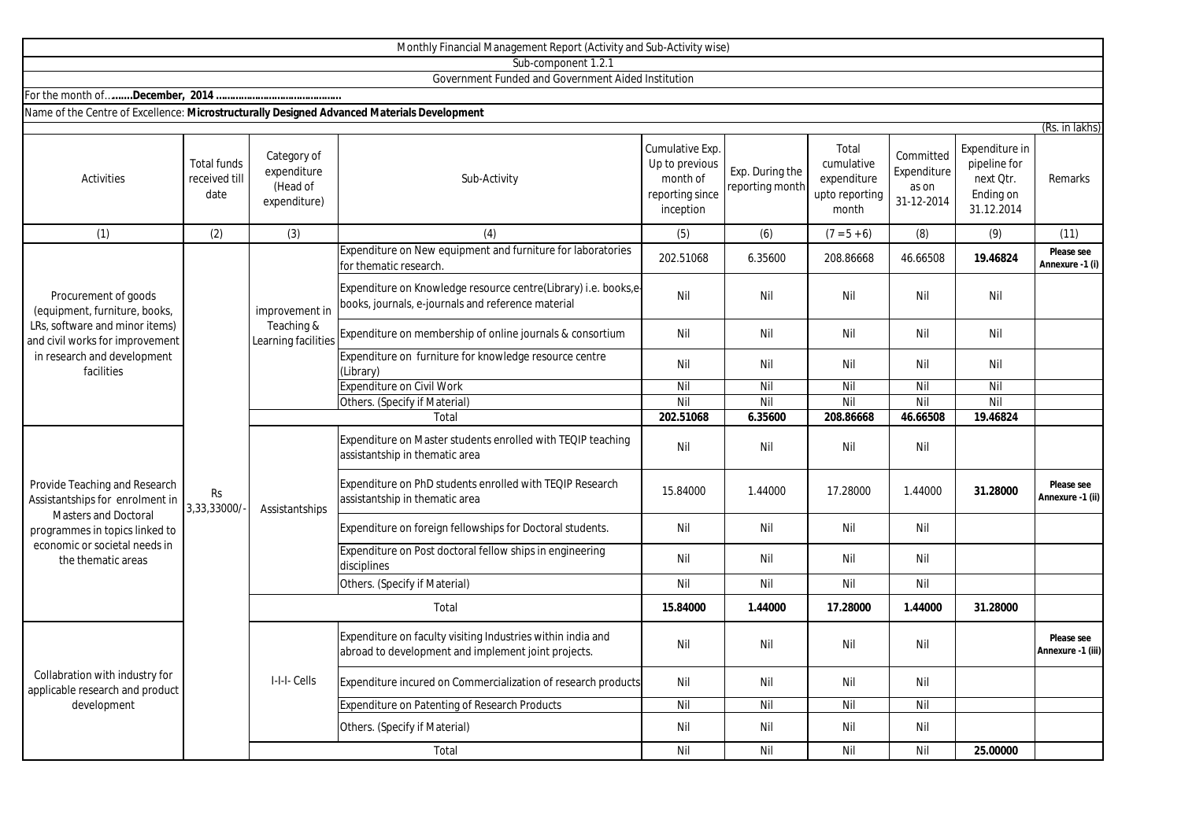Monthly Financial Management Report (Activity and Sub-Activity wise)

Sub-component 1.2.1

Government Funded and Government Aided Institution

For the month of.....**..December, 2014 .........................................**

Name of the Centre of Excellence: **Microstructurally Designed Advanced Materials Development**

(Rs. in lakhs)

| Activities | Total funds received till date | Category of expenditure (Head of expenditure) | Sub-Activity | Cumulative Exp. Up to previous month of reporting since inception | Exp. During the reporting month | Total cumulative expenditure upto reporting month | Committed Expenditure as on 31-12-2014 | Expenditure in pipeline for next Qtr. Ending on 31.12.2014 | Remarks |
|---|---|---|---|---|---|---|---|---|---|
| (1) | (2) | (3) | (4) | (5) | (6) | (7 = 5 + 6) | (8) | (9) | (11) |
| Procurement of goods (equipment, furniture, books, LRs, software and minor items) and civil works for improvement in research and development facilities | Rs 3,33,33000/- | improvement in Teaching & Learning facilities | Expenditure on New equipment and furniture for laboratories for thematic research. | 202.51068 | 6.35600 | 208.86668 | 46.66508 | **19.46824** | **Please see Annexure -1 (i)** |
| | | | Expenditure on Knowledge resource centre(Library) i.e. books,e-books, journals, e-journals and reference material | Nil | Nil | Nil | Nil | Nil | |
| | | | Expenditure on membership of online journals & consortium | Nil | Nil | Nil | Nil | Nil | |
| | | | Expenditure on furniture for knowledge resource centre (Library) | Nil | Nil | Nil | Nil | Nil | |
| | | | Expenditure on Civil Work | Nil | Nil | Nil | Nil | Nil | |
| | | | Others. (Specify if Material) | Nil | Nil | Nil | Nil | Nil | |
| | | | Total | **202.51068** | **6.35600** | **208.86668** | **46.66508** | **19.46824** | |
| Provide Teaching and Research Assistantships for enrolment in Masters and Doctoral programmes in topics linked to economic or societal needs in the thematic areas | | Assistantships | Expenditure on Master students enrolled with TEQIP teaching assistantship in thematic area | Nil | Nil | Nil | Nil | | |
| | | | Expenditure on PhD students enrolled with TEQIP Research assistantship in thematic area | 15.84000 | 1.44000 | 17.28000 | 1.44000 | **31.28000** | **Please see Annexure -1 (ii)** |
| | | | Expenditure on foreign fellowships for Doctoral students. | Nil | Nil | Nil | Nil | | |
| | | | Expenditure on Post doctoral fellow ships in engineering disciplines | Nil | Nil | Nil | Nil | | |
| | | | Others. (Specify if Material) | Nil | Nil | Nil | Nil | | |
| | | | Total | **15.84000** | **1.44000** | **17.28000** | **1.44000** | **31.28000** | |
| Collabration with industry for applicable research and product development | | I-I-I- Cells | Expenditure on faculty visiting Industries within india and abroad to development and implement joint projects. | Nil | Nil | Nil | Nil | | **Please see Annexure -1 (iii)** |
| | | | Expenditure incured on Commercialization of research products | Nil | Nil | Nil | Nil | | |
| | | | Expenditure on Patenting of Research Products | Nil | Nil | Nil | Nil | | |
| | | | Others. (Specify if Material) | Nil | Nil | Nil | Nil | | |
| | | | Total | Nil | Nil | Nil | Nil | **25.00000** | |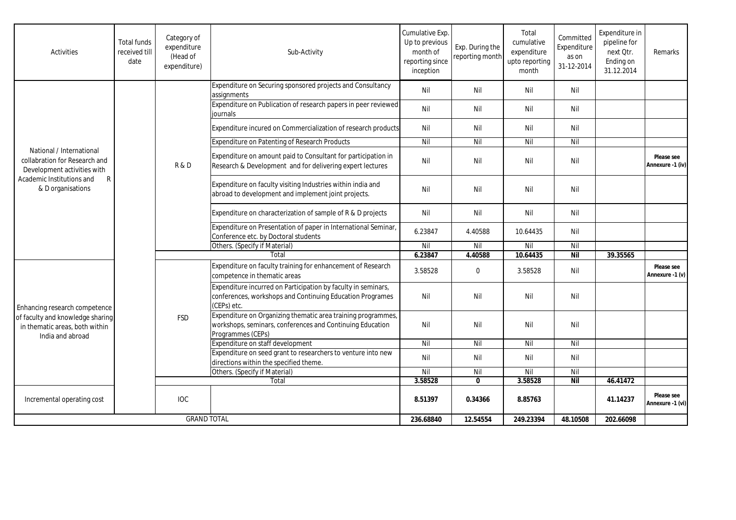| Activities | Total funds received till date | Category of expenditure (Head of expenditure) | Sub-Activity | Cumulative Exp. Up to previous month of reporting since inception | Exp. During the reporting month | Total cumulative expenditure upto reporting month | Committed Expenditure as on 31-12-2014 | Expenditure in pipeline for next Qtr. Ending on 31.12.2014 | Remarks |
|---|---|---|---|---|---|---|---|---|---|
| National / International collabration for Research and Development activities with Academic Institutions and R & D organisations | | R & D | Expenditure on Securing sponsored projects and Consultancy assignments | Nil | Nil | Nil | Nil | | |
| | | | Expenditure on Publication of research papers in peer reviewed journals | Nil | Nil | Nil | Nil | | |
| | | | Expenditure incured on Commercialization of research products | Nil | Nil | Nil | Nil | | |
| | | | Expenditure on Patenting of Research Products | Nil | Nil | Nil | Nil | | |
| | | | Expenditure on amount paid to Consultant for participation in Research & Development and for delivering expert lectures | Nil | Nil | Nil | Nil | | **Please see Annexure -1 (iv)** |
| | | | Expenditure on faculty visiting Industries within india and abroad to development and implement joint projects. | Nil | Nil | Nil | Nil | | |
| | | | Expenditure on characterization of sample of R & D projects | Nil | Nil | Nil | Nil | | |
| | | | Expenditure on Presentation of paper in International Seminar, Conference etc. by Doctoral students | 6.23847 | 4.40588 | 10.64435 | Nil | | |
| | | | Others. (Specify if Material) | Nil | Nil | Nil | Nil | | |
| | | | Total | **6.23847** | **4.40588** | **10.64435** | **Nil** | **39.35565** | |
| Enhancing research competence of faculty and knowledge sharing in thematic areas, both within India and abroad | | FSD | Expenditure on faculty training for enhancement of Research competence in thematic areas | 3.58528 | 0 | 3.58528 | Nil | | **Please see Annexure -1 (v)** |
| | | | Expenditure incurred on Participation by faculty in seminars, conferences, workshops and Continuing Education Programes (CEPs) etc. | Nil | Nil | Nil | Nil | | |
| | | | Expenditure on Organizing thematic area training programmes, workshops, seminars, conferences and Continuing Education Programmes (CEPs) | Nil | Nil | Nil | Nil | | |
| | | | Expenditure on staff development | Nil | Nil | Nil | Nil | | |
| | | | Expenditure on seed grant to researchers to venture into new directions within the specified theme. | Nil | Nil | Nil | Nil | | |
| | | | Others. (Specify if Material) | Nil | Nil | Nil | Nil | | |
| | | | Total | **3.58528** | **0** | **3.58528** | **Nil** | **46.41472** | |
| Incremental operating cost | | IOC | | **8.51397** | **0.34366** | **8.85763** | | **41.14237** | **Please see Annexure -1 (vi)** |
| GRAND TOTAL | | | | **236.68840** | **12.54554** | **249.23394** | **48.10508** | **202.66098** | |